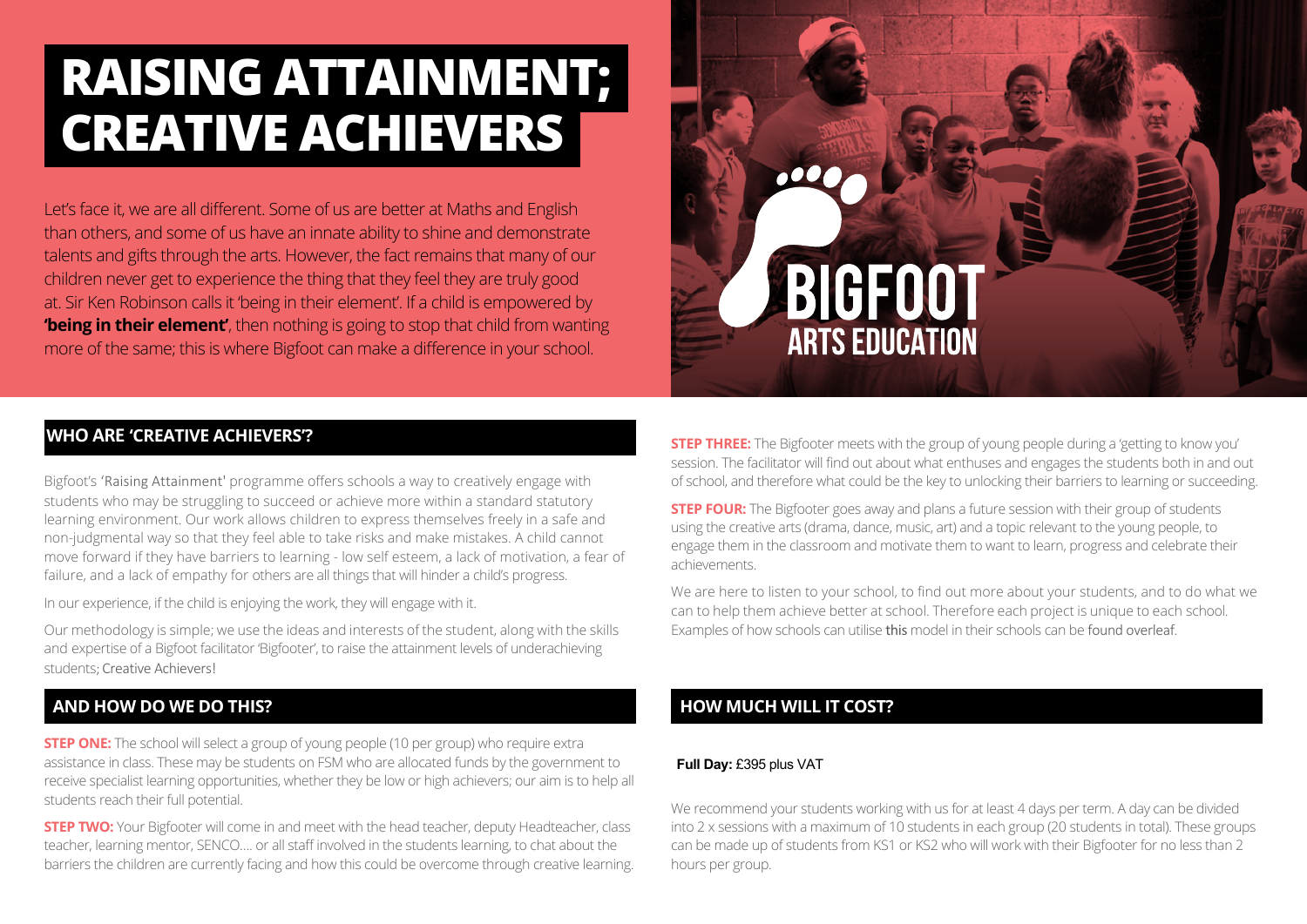# RAISING ATTAINMENT; CREATIVE ACHIEVERS

Let's face it, we are all different. Some of us are better at Maths and English than others, and some of us have an innate ability to shine and demonstrate talents and gifts through the arts. However, the fact remains that many of our children never get to experience the thing that they feel they are truly good at. Sir Ken Robinson calls it 'being in their element'. If a child is empowered by **'being in their element'**, then nothing is going to stop that child from wanting more of the same; this is where Bigfoot can make a difference in your school.

BIGFOOT ARTS EDUCATION

## WHO ARE 'CREATIVE ACHIEVERS'?

Bigfoot's 'Raising Attainment' programme offers schools a way to creatively engage with students who may be struggling to succeed or achieve more within a standard statutory learning environment. Our work allows children to express themselves freely in a safe and non-judgmental way so that they feel able to take risks and make mistakes. A child cannot move forward if they have barriers to learning - low self esteem, a lack of motivation, a fear of failure, and a lack of empathy for others are all things that will hinder a child's progress.

In our experience, if the child is enjoying the work, they will engage with it.

Our methodology is simple; we use the ideas and interests of the student, along with the skills and expertise of a Bigfoot facilitator 'Bigfooter', to raise the attainment levels of underachieving students; Creative Achievers!

## AND HOW DO WE DO THIS?

**STEP ONE:** The school will select a group of young people (10 per group) who require extra assistance in class. These may be students on FSM who are allocated funds by the government to receive specialist learning opportunities, whether they be low or high achievers; our aim is to help all students reach their full potential.

**STEP TWO:** Your Bigfooter will come in and meet with the head teacher, deputy Headteacher, class teacher, learning mentor, SENCO.... or all staff involved in the students learning, to chat about the barriers the children are currently facing and how this could be overcome through creative learning.

**STEP THREE:** The Bigfooter meets with the group of young people during a 'getting to know you' session. The facilitator will find out about what enthuses and engages the students both in and out of school, and therefore what could be the key to unlocking their barriers to learning or succeeding.

**STEP FOUR:** The Bigfooter goes away and plans a future session with their group of students using the creative arts (drama, dance, music, art) and a topic relevant to the young people, to engage them in the classroom and motivate them to want to learn, progress and celebrate their achievements.

We are here to listen to your school, to find out more about your students, and to do what we can to help them achieve better at school. Therefore each project is unique to each school. Examples of how schools can utilise this model in their schools can be found overleaf.

## HOW MUCH WILL IT COST?

**Full Day:** £395 plus VAT

We recommend your students working with us for at least 4 days per term. A day can be divided into 2 x sessions with a maximum of 10 students in each group (20 students in total). These groups can be made up of students from KS1 or KS2 who will work with their Bigfooter for no less than 2 hours per group.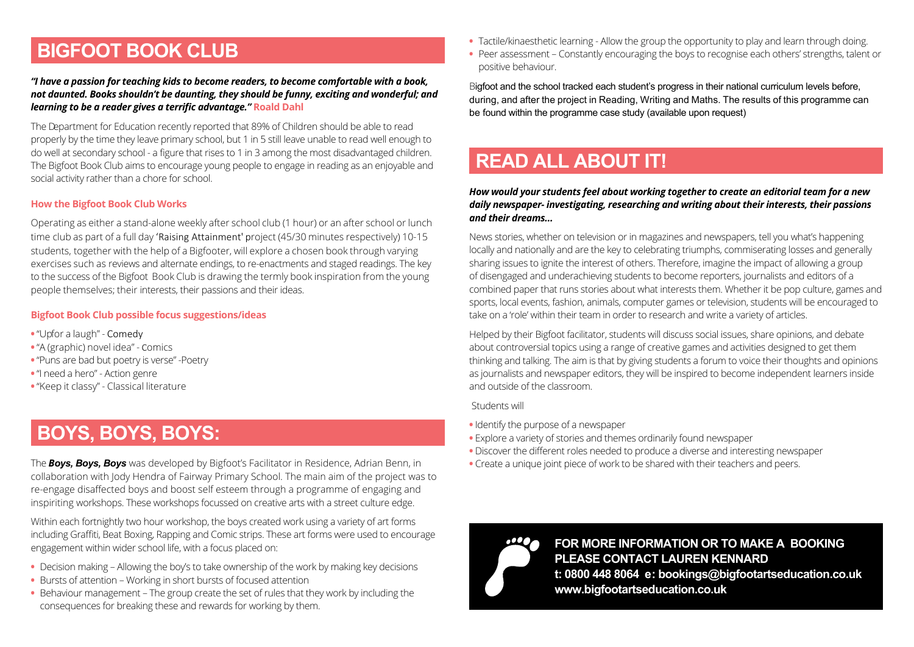## BIGFOOT BOOK CLUB

***"I have a passion for teaching kids to become readers, to become comfortable with a book, not daunted. Books shouldn't be daunting, they should be funny, exciting and wonderful; and learning to be a reader gives a terrific advantage."*** **Roald Dahl**

The Department for Education recently reported that 89% of Children should be able to read properly by the time they leave primary school, but 1 in 5 still leave unable to read well enough to do well at secondary school - a figure that rises to 1 in 3 among the most disadvantaged children. The Bigfoot Book Club aims to encourage young people to engage in reading as an enjoyable and social activity rather than a chore for school.

### How the Bigfoot Book Club Works

Operating as either a stand-alone weekly after school club (1 hour) or an after school or lunch time club as part of a full day 'Raising Attainment' project (45/30 minutes respectively) 10-15 students, together with the help of a Bigfooter, will explore a chosen book through varying exercises such as reviews and alternate endings, to re-enactments and staged readings. The key to the success of the Bigfoot Book Club is drawing the termly book inspiration from the young people themselves; their interests, their passions and their ideas.

### Bigfoot Book Club possible focus suggestions/ideas

- "Upfor a laugh" - Comedy
- "A (graphic) novel idea" - Comics
- "Puns are bad but poetry is verse" -Poetry
- "I need a hero" - Action genre
- "Keep it classy" - Classical literature

## BOYS, BOYS, BOYS:

The ***Boys, Boys, Boys*** was developed by Bigfoot's Facilitator in Residence, Adrian Benn, in collaboration with Jody Hendra of Fairway Primary School. The main aim of the project was to re-engage disaffected boys and boost self esteem through a programme of engaging and inspiriting workshops. These workshops focussed on creative arts with a street culture edge.

Within each fortnightly two hour workshop, the boys created work using a variety of art forms including Graffiti, Beat Boxing, Rapping and Comic strips. These art forms were used to encourage engagement within wider school life, with a focus placed on:

- Decision making – Allowing the boy's to take ownership of the work by making key decisions
- Bursts of attention – Working in short bursts of focused attention
- Behaviour management – The group create the set of rules that they work by including the consequences for breaking these and rewards for working by them.
- Tactile/kinaesthetic learning - Allow the group the opportunity to play and learn through doing.
- Peer assessment – Constantly encouraging the boys to recognise each others' strengths, talent or positive behaviour.

Bigfoot and the school tracked each student's progress in their national curriculum levels before, during, and after the project in Reading, Writing and Maths. The results of this programme can be found within the programme case study (available upon request)

## READ ALL ABOUT IT!

***How would your students feel about working together to create an editorial team for a new daily newspaper- investigating, researching and writing about their interests, their passions and their dreams...***

News stories, whether on television or in magazines and newspapers, tell you what's happening locally and nationally and are the key to celebrating triumphs, commiserating losses and generally sharing issues to ignite the interest of others. Therefore, imagine the impact of allowing a group of disengaged and underachieving students to become reporters, journalists and editors of a combined paper that runs stories about what interests them. Whether it be pop culture, games and sports, local events, fashion, animals, computer games or television, students will be encouraged to take on a 'role' within their team in order to research and write a variety of articles.

Helped by their Bigfoot facilitator, students will discuss social issues, share opinions, and debate about controversial topics using a range of creative games and activities designed to get them thinking and talking. The aim is that by giving students a forum to voice their thoughts and opinions as journalists and newspaper editors, they will be inspired to become independent learners inside and outside of the classroom.

Students will

- Identify the purpose of a newspaper
- Explore a variety of stories and themes ordinarily found newspaper
- Discover the different roles needed to produce a diverse and interesting newspaper
- Create a unique joint piece of work to be shared with their teachers and peers.

**FOR MORE INFORMATION OR TO MAKE A BOOKING PLEASE CONTACT LAUREN KENNARD**
**t: 0800 448 8064 e: bookings@bigfootartseducation.co.uk**
**www.bigfootartseducation.co.uk**